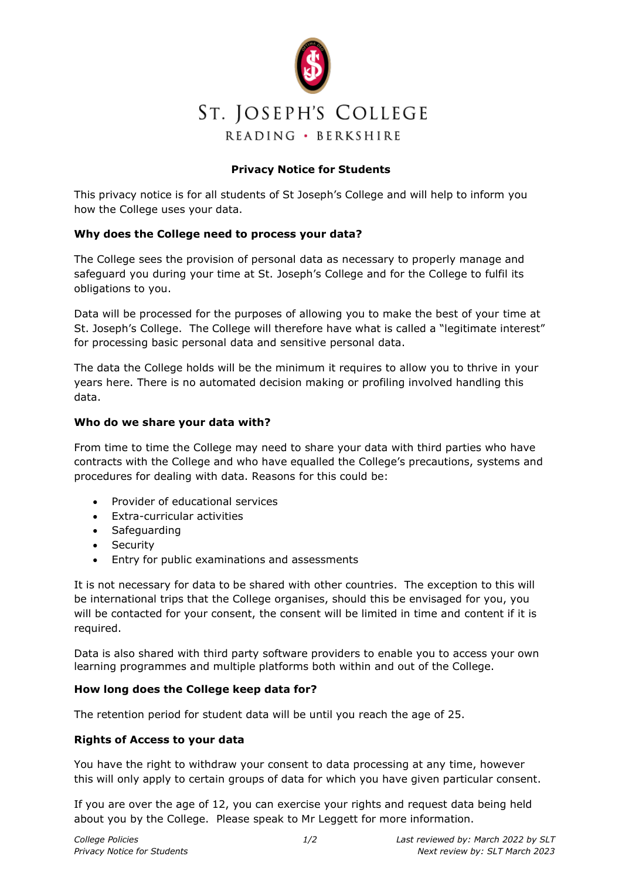# ST. JOSEPH'S COLLEGE

READING • BERKSHIRE

## Privacy Notice for Students

This privacy notice is for all students of St Joseph's College and will help to inform you how the College uses your data.

### Why does the College need to process your data?

The College sees the provision of personal data as necessary to properly manage and safeguard you during your time at St. Joseph's College and for the College to fulfil its obligations to you.

Data will be processed for the purposes of allowing you to make the best of your time at St. Joseph's College. The College will therefore have what is called a "legitimate interest" for processing basic personal data and sensitive personal data.

The data the College holds will be the minimum it requires to allow you to thrive in your years here. There is no automated decision making or profiling involved handling this data.

### Who do we share your data with?

From time to time the College may need to share your data with third parties who have contracts with the College and who have equalled the College's precautions, systems and procedures for dealing with data. Reasons for this could be:

- Provider of educational services
- Extra-curricular activities
- Safeguarding
- Security
- Entry for public examinations and assessments

It is not necessary for data to be shared with other countries. The exception to this will be international trips that the College organises, should this be envisaged for you, you will be contacted for your consent, the consent will be limited in time and content if it is required.

Data is also shared with third party software providers to enable you to access your own learning programmes and multiple platforms both within and out of the College.

### How long does the College keep data for?

The retention period for student data will be until you reach the age of 25.

### Rights of Access to your data

You have the right to withdraw your consent to data processing at any time, however this will only apply to certain groups of data for which you have given particular consent.

If you are over the age of 12, you can exercise your rights and request data being held about you by the College. Please speak to Mr Leggett for more information.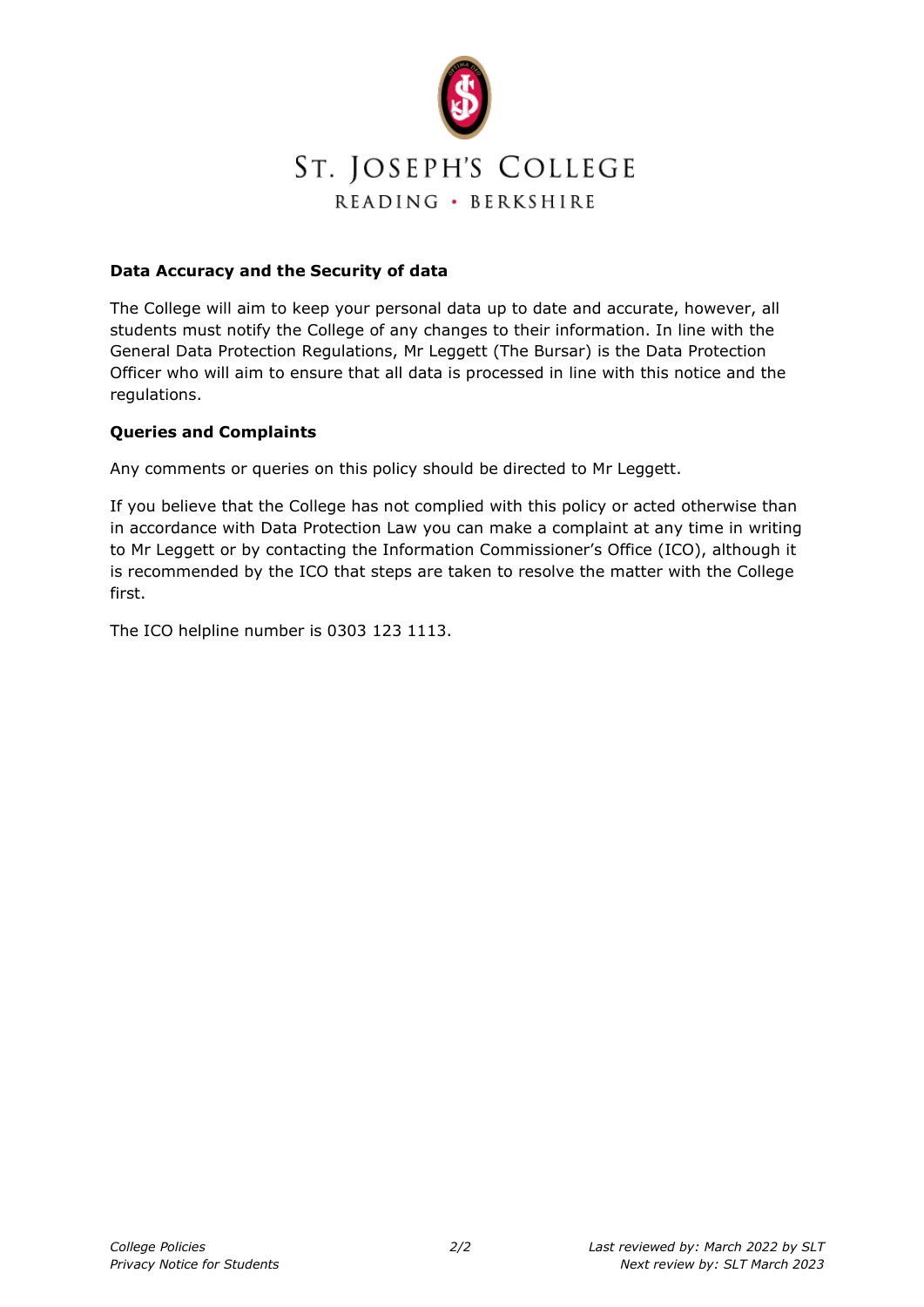**Data Accuracy and the Security of data**

The College will aim to keep your personal data up to date and accurate, however, all students must notify the College of any changes to their information. In line with the General Data Protection Regulations, Mr Leggett (The Bursar) is the Data Protection Officer who will aim to ensure that all data is processed in line with this notice and the regulations.

**Queries and Complaints**

Any comments or queries on this policy should be directed to Mr Leggett.

If you believe that the College has not complied with this policy or acted otherwise than in accordance with Data Protection Law you can make a complaint at any time in writing to Mr Leggett or by contacting the Information Commissioner's Office (ICO), although it is recommended by the ICO that steps are taken to resolve the matter with the College first.

The ICO helpline number is 0303 123 1113.